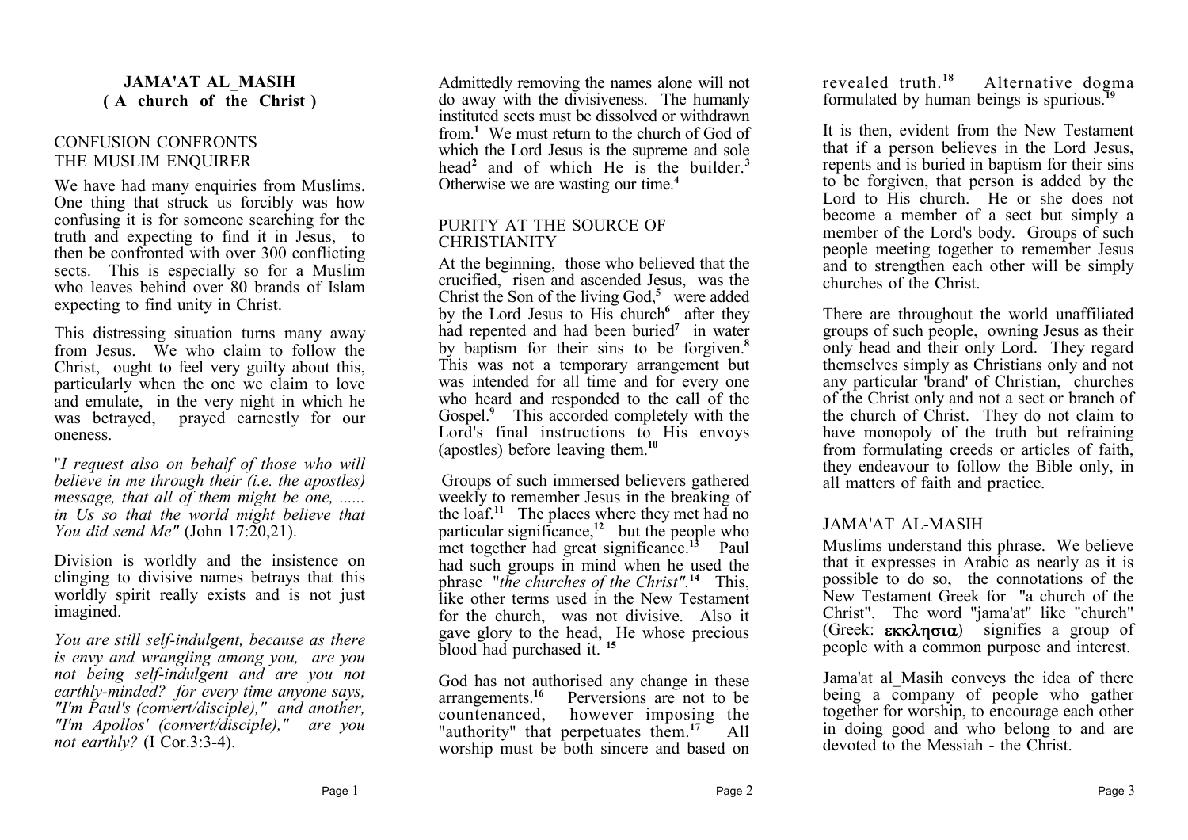# JAMA'AT AL_MASIH
## ( A church of the Christ )

## CONFUSION CONFRONTS THE MUSLIM ENQUIRER

We have had many enquiries from Muslims. One thing that struck us forcibly was how confusing it is for someone searching for the truth and expecting to find it in Jesus, to then be confronted with over 300 conflicting sects. This is especially so for a Muslim who leaves behind over 80 brands of Islam expecting to find unity in Christ.

This distressing situation turns many away from Jesus. We who claim to follow the Christ, ought to feel very guilty about this, particularly when the one we claim to love and emulate, in the very night in which he was betrayed, prayed earnestly for our oneness.

"*I request also on behalf of those who will believe in me through their (i.e. the apostles) message, that all of them might be one, ...... in Us so that the world might believe that You did send Me"* (John 17:20,21).

Division is worldly and the insistence on clinging to divisive names betrays that this worldly spirit really exists and is not just imagined.

*You are still self-indulgent, because as there is envy and wrangling among you, are you not being self-indulgent and are you not earthly-minded? for every time anyone says, "I'm Paul's (convert/disciple)," and another, "I'm Apollos' (convert/disciple)," are you not earthly?* (I Cor.3:3-4).

Admittedly removing the names alone will not do away with the divisiveness. The humanly instituted sects must be dissolved or withdrawn from.[1] We must return to the church of God of which the Lord Jesus is the supreme and sole head[2] and of which He is the builder.[3] Otherwise we are wasting our time.[4]

## PURITY AT THE SOURCE OF CHRISTIANITY

At the beginning, those who believed that the crucified, risen and ascended Jesus, was the Christ the Son of the living God,[5] were added by the Lord Jesus to His church[6] after they had repented and had been buried[7] in water by baptism for their sins to be forgiven.[8] This was not a temporary arrangement but was intended for all time and for every one who heard and responded to the call of the Gospel.[9] This accorded completely with the Lord's final instructions to His envoys (apostles) before leaving them.[10]

Groups of such immersed believers gathered weekly to remember Jesus in the breaking of the loaf.[11] The places where they met had no particular significance,[12] but the people who met together had great significance.[13] Paul had such groups in mind when he used the phrase "*the churches of the Christ"*.[14] This, like other terms used in the New Testament for the church, was not divisive. Also it gave glory to the head, He whose precious blood had purchased it.[15]

God has not authorised any change in these arrangements.[16] Perversions are not to be countenanced, however imposing the "authority" that perpetuates them.[17] All worship must be both sincere and based on revealed truth.[18] Alternative dogma formulated by human beings is spurious.[19]

It is then, evident from the New Testament that if a person believes in the Lord Jesus, repents and is buried in baptism for their sins to be forgiven, that person is added by the Lord to His church. He or she does not become a member of a sect but simply a member of the Lord's body. Groups of such people meeting together to remember Jesus and to strengthen each other will be simply churches of the Christ.

There are throughout the world unaffiliated groups of such people, owning Jesus as their only head and their only Lord. They regard themselves simply as Christians only and not any particular 'brand' of Christian, churches of the Christ only and not a sect or branch of the church of Christ. They do not claim to have monopoly of the truth but refraining from formulating creeds or articles of faith, they endeavour to follow the Bible only, in all matters of faith and practice.

## JAMA'AT AL-MASIH

Muslims understand this phrase. We believe that it expresses in Arabic as nearly as it is possible to do so, the connotations of the New Testament Greek for "a church of the Christ". The word "jama'at" like "church" (Greek: εκκλησια) signifies a group of people with a common purpose and interest.

Jama'at al_Masih conveys the idea of there being a company of people who gather together for worship, to encourage each other in doing good and who belong to and are devoted to the Messiah - the Christ.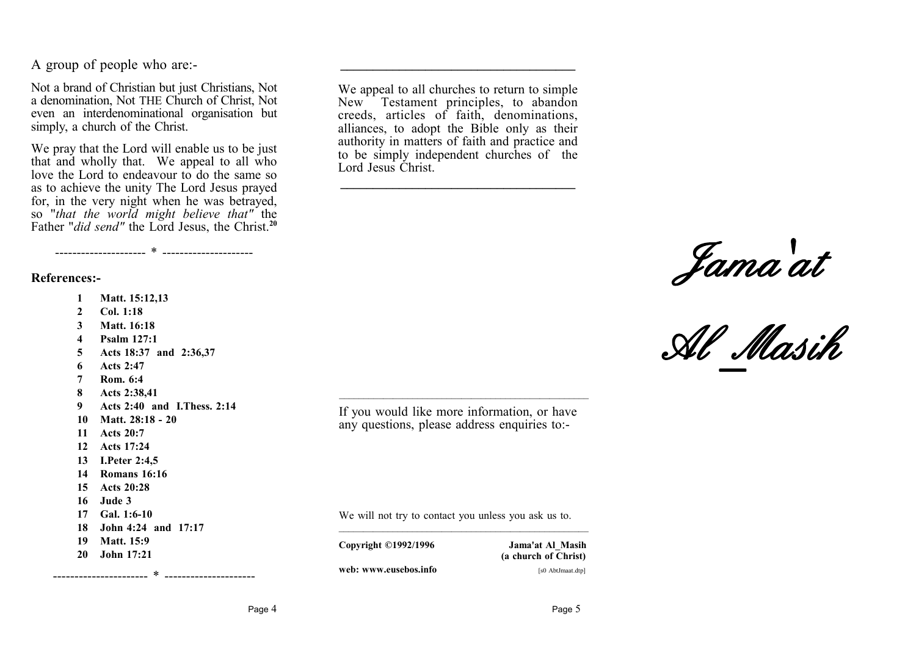A group of people who are:-

Not a brand of Christian but just Christians, Not a denomination, Not THE Church of Christ, Not even an interdenominational organisation but simply, a church of the Christ.

We pray that the Lord will enable us to be just that and wholly that. We appeal to all who love the Lord to endeavour to do the same so as to achieve the unity The Lord Jesus prayed for, in the very night when he was betrayed, so "*that the world might believe that"* the Father "*did send"* the Lord Jesus, the Christ.[20]

-------------------- * --------------------

**References:-**

| | |
|---|---|
| **1** | **Matt. 15:12,13** |
| **2** | **Col. 1:18** |
| **3** | **Matt. 16:18** |
| **4** | **Psalm 127:1** |
| **5** | **Acts 18:37 and 2:36,37** |
| **6** | **Acts 2:47** |
| **7** | **Rom. 6:4** |
| **8** | **Acts 2:38,41** |
| **9** | **Acts 2:40 and I.Thess. 2:14** |
| **10** | **Matt. 28:18 - 20** |
| **11** | **Acts 20:7** |
| **12** | **Acts 17:24** |
| **13** | **I.Peter 2:4,5** |
| **14** | **Romans 16:16** |
| **15** | **Acts 20:28** |
| **16** | **Jude 3** |
| **17** | **Gal. 1:6-10** |
| **18** | **John 4:24 and 17:17** |
| **19** | **Matt. 15:9** |
| **20** | **John 17:21** |

-------------------- * --------------------

---

We appeal to all churches to return to simple New Testament principles, to abandon creeds, articles of faith, denominations, alliances, to adopt the Bible only as their authority in matters of faith and practice and to be simply independent churches of the Lord Jesus Christ.

---

If you would like more information, or have any questions, please address enquiries to:-

We will not try to contact you unless you ask us to.

**Copyright ©1992/1996** **Jama'at Al_Masih (a church of Christ)**

**web: www.eusebos.info** [s0 AbtJmaat.dtp]

# Jama'at Al_Masih